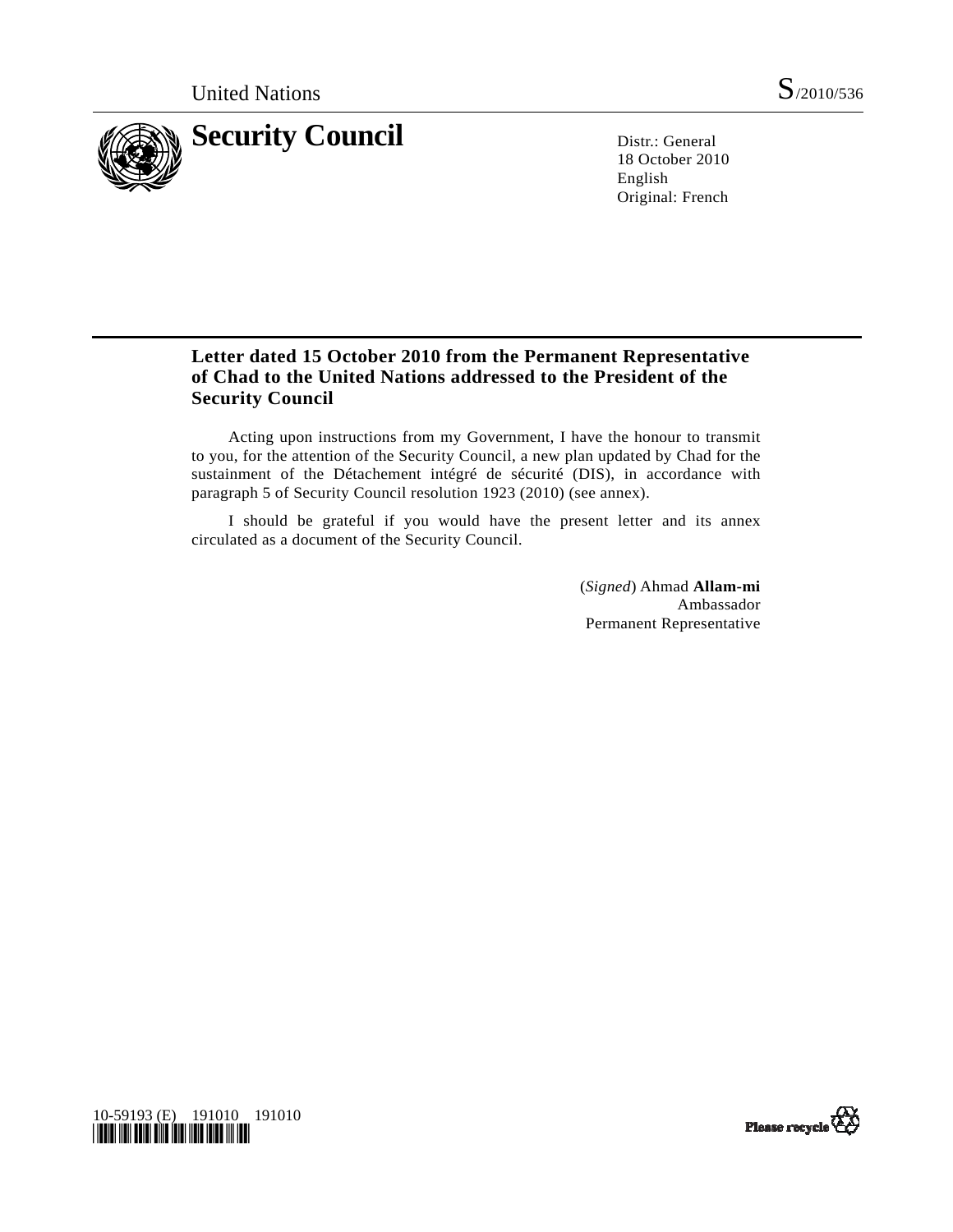United Nations S/2010/536

# Security Council

Distr.: General
18 October 2010
English
Original: French

## Letter dated 15 October 2010 from the Permanent Representative of Chad to the United Nations addressed to the President of the Security Council

Acting upon instructions from my Government, I have the honour to transmit to you, for the attention of the Security Council, a new plan updated by Chad for the sustainment of the Détachement intégré de sécurité (DIS), in accordance with paragraph 5 of Security Council resolution 1923 (2010) (see annex).

I should be grateful if you would have the present letter and its annex circulated as a document of the Security Council.

(*Signed*) Ahmad **Allam-mi**
Ambassador
Permanent Representative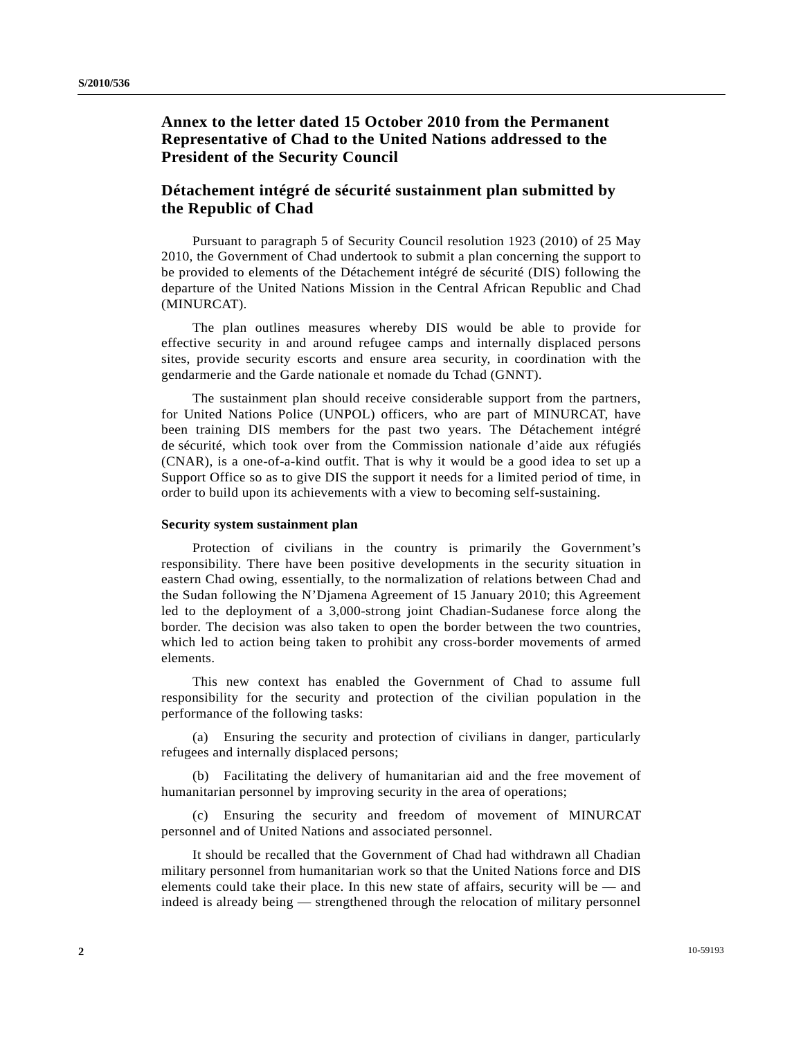## Annex to the letter dated 15 October 2010 from the Permanent Representative of Chad to the United Nations addressed to the President of the Security Council

## Détachement intégré de sécurité sustainment plan submitted by the Republic of Chad

Pursuant to paragraph 5 of Security Council resolution 1923 (2010) of 25 May 2010, the Government of Chad undertook to submit a plan concerning the support to be provided to elements of the Détachement intégré de sécurité (DIS) following the departure of the United Nations Mission in the Central African Republic and Chad (MINURCAT).

The plan outlines measures whereby DIS would be able to provide for effective security in and around refugee camps and internally displaced persons sites, provide security escorts and ensure area security, in coordination with the gendarmerie and the Garde nationale et nomade du Tchad (GNNT).

The sustainment plan should receive considerable support from the partners, for United Nations Police (UNPOL) officers, who are part of MINURCAT, have been training DIS members for the past two years. The Détachement intégré de sécurité, which took over from the Commission nationale d'aide aux réfugiés (CNAR), is a one-of-a-kind outfit. That is why it would be a good idea to set up a Support Office so as to give DIS the support it needs for a limited period of time, in order to build upon its achievements with a view to becoming self-sustaining.

#### Security system sustainment plan

Protection of civilians in the country is primarily the Government's responsibility. There have been positive developments in the security situation in eastern Chad owing, essentially, to the normalization of relations between Chad and the Sudan following the N'Djamena Agreement of 15 January 2010; this Agreement led to the deployment of a 3,000-strong joint Chadian-Sudanese force along the border. The decision was also taken to open the border between the two countries, which led to action being taken to prohibit any cross-border movements of armed elements.

This new context has enabled the Government of Chad to assume full responsibility for the security and protection of the civilian population in the performance of the following tasks:

(a) Ensuring the security and protection of civilians in danger, particularly refugees and internally displaced persons;

(b) Facilitating the delivery of humanitarian aid and the free movement of humanitarian personnel by improving security in the area of operations;

(c) Ensuring the security and freedom of movement of MINURCAT personnel and of United Nations and associated personnel.

It should be recalled that the Government of Chad had withdrawn all Chadian military personnel from humanitarian work so that the United Nations force and DIS elements could take their place. In this new state of affairs, security will be — and indeed is already being — strengthened through the relocation of military personnel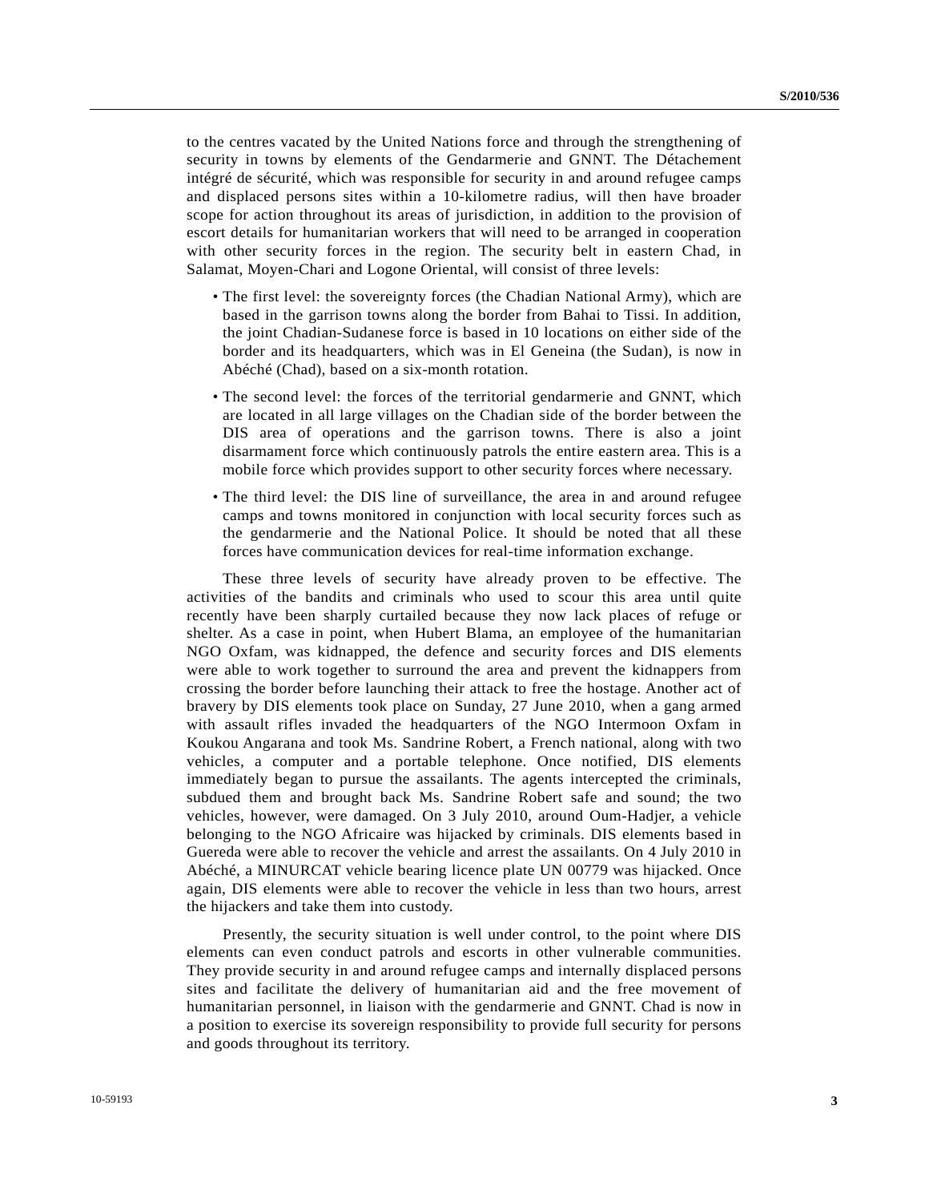to the centres vacated by the United Nations force and through the strengthening of security in towns by elements of the Gendarmerie and GNNT. The Détachement intégré de sécurité, which was responsible for security in and around refugee camps and displaced persons sites within a 10-kilometre radius, will then have broader scope for action throughout its areas of jurisdiction, in addition to the provision of escort details for humanitarian workers that will need to be arranged in cooperation with other security forces in the region. The security belt in eastern Chad, in Salamat, Moyen-Chari and Logone Oriental, will consist of three levels:

- The first level: the sovereignty forces (the Chadian National Army), which are based in the garrison towns along the border from Bahai to Tissi. In addition, the joint Chadian-Sudanese force is based in 10 locations on either side of the border and its headquarters, which was in El Geneina (the Sudan), is now in Abéché (Chad), based on a six-month rotation.
- The second level: the forces of the territorial gendarmerie and GNNT, which are located in all large villages on the Chadian side of the border between the DIS area of operations and the garrison towns. There is also a joint disarmament force which continuously patrols the entire eastern area. This is a mobile force which provides support to other security forces where necessary.
- The third level: the DIS line of surveillance, the area in and around refugee camps and towns monitored in conjunction with local security forces such as the gendarmerie and the National Police. It should be noted that all these forces have communication devices for real-time information exchange.

These three levels of security have already proven to be effective. The activities of the bandits and criminals who used to scour this area until quite recently have been sharply curtailed because they now lack places of refuge or shelter. As a case in point, when Hubert Blama, an employee of the humanitarian NGO Oxfam, was kidnapped, the defence and security forces and DIS elements were able to work together to surround the area and prevent the kidnappers from crossing the border before launching their attack to free the hostage. Another act of bravery by DIS elements took place on Sunday, 27 June 2010, when a gang armed with assault rifles invaded the headquarters of the NGO Intermoon Oxfam in Koukou Angarana and took Ms. Sandrine Robert, a French national, along with two vehicles, a computer and a portable telephone. Once notified, DIS elements immediately began to pursue the assailants. The agents intercepted the criminals, subdued them and brought back Ms. Sandrine Robert safe and sound; the two vehicles, however, were damaged. On 3 July 2010, around Oum-Hadjer, a vehicle belonging to the NGO Africaire was hijacked by criminals. DIS elements based in Guereda were able to recover the vehicle and arrest the assailants. On 4 July 2010 in Abéché, a MINURCAT vehicle bearing licence plate UN 00779 was hijacked. Once again, DIS elements were able to recover the vehicle in less than two hours, arrest the hijackers and take them into custody.

Presently, the security situation is well under control, to the point where DIS elements can even conduct patrols and escorts in other vulnerable communities. They provide security in and around refugee camps and internally displaced persons sites and facilitate the delivery of humanitarian aid and the free movement of humanitarian personnel, in liaison with the gendarmerie and GNNT. Chad is now in a position to exercise its sovereign responsibility to provide full security for persons and goods throughout its territory.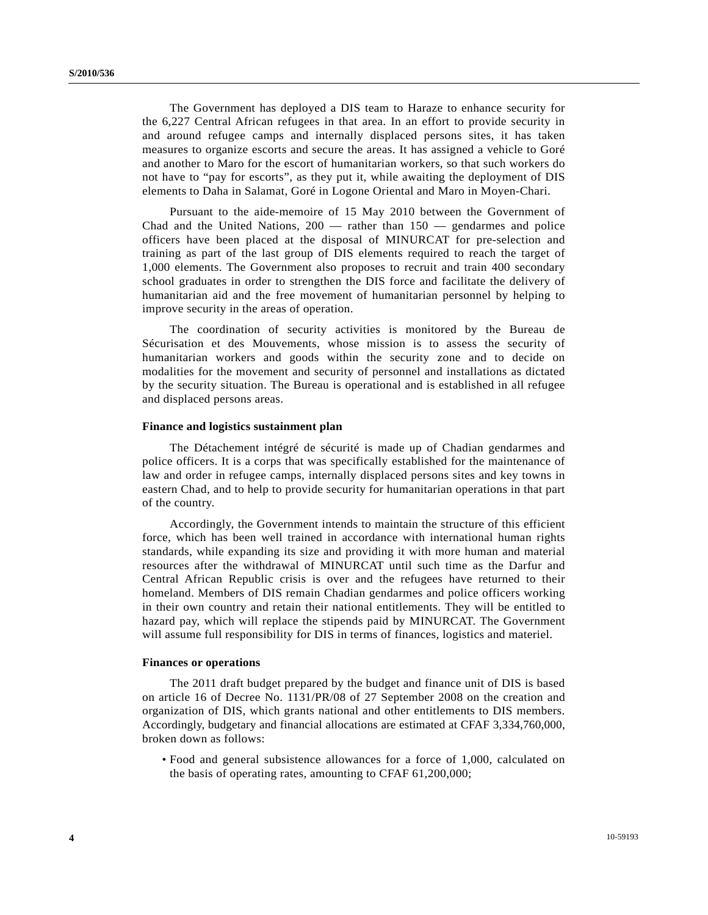The Government has deployed a DIS team to Haraze to enhance security for the 6,227 Central African refugees in that area. In an effort to provide security in and around refugee camps and internally displaced persons sites, it has taken measures to organize escorts and secure the areas. It has assigned a vehicle to Goré and another to Maro for the escort of humanitarian workers, so that such workers do not have to "pay for escorts", as they put it, while awaiting the deployment of DIS elements to Daha in Salamat, Goré in Logone Oriental and Maro in Moyen-Chari.

Pursuant to the aide-memoire of 15 May 2010 between the Government of Chad and the United Nations, 200 — rather than 150 — gendarmes and police officers have been placed at the disposal of MINURCAT for pre-selection and training as part of the last group of DIS elements required to reach the target of 1,000 elements. The Government also proposes to recruit and train 400 secondary school graduates in order to strengthen the DIS force and facilitate the delivery of humanitarian aid and the free movement of humanitarian personnel by helping to improve security in the areas of operation.

The coordination of security activities is monitored by the Bureau de Sécurisation et des Mouvements, whose mission is to assess the security of humanitarian workers and goods within the security zone and to decide on modalities for the movement and security of personnel and installations as dictated by the security situation. The Bureau is operational and is established in all refugee and displaced persons areas.

**Finance and logistics sustainment plan**

The Détachement intégré de sécurité is made up of Chadian gendarmes and police officers. It is a corps that was specifically established for the maintenance of law and order in refugee camps, internally displaced persons sites and key towns in eastern Chad, and to help to provide security for humanitarian operations in that part of the country.

Accordingly, the Government intends to maintain the structure of this efficient force, which has been well trained in accordance with international human rights standards, while expanding its size and providing it with more human and material resources after the withdrawal of MINURCAT until such time as the Darfur and Central African Republic crisis is over and the refugees have returned to their homeland. Members of DIS remain Chadian gendarmes and police officers working in their own country and retain their national entitlements. They will be entitled to hazard pay, which will replace the stipends paid by MINURCAT. The Government will assume full responsibility for DIS in terms of finances, logistics and materiel.

**Finances or operations**

The 2011 draft budget prepared by the budget and finance unit of DIS is based on article 16 of Decree No. 1131/PR/08 of 27 September 2008 on the creation and organization of DIS, which grants national and other entitlements to DIS members. Accordingly, budgetary and financial allocations are estimated at CFAF 3,334,760,000, broken down as follows:

- Food and general subsistence allowances for a force of 1,000, calculated on the basis of operating rates, amounting to CFAF 61,200,000;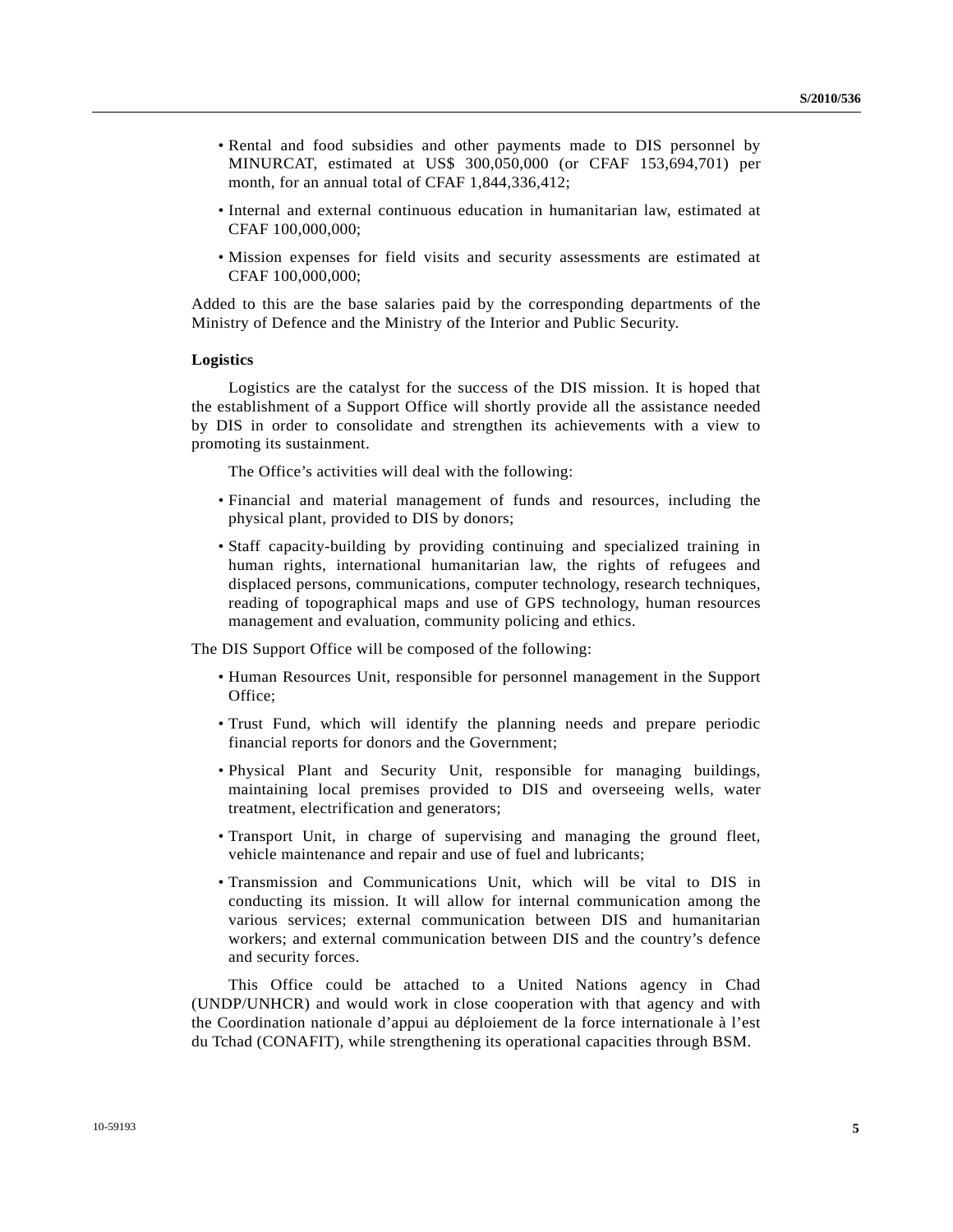- Rental and food subsidies and other payments made to DIS personnel by MINURCAT, estimated at US$ 300,050,000 (or CFAF 153,694,701) per month, for an annual total of CFAF 1,844,336,412;
- Internal and external continuous education in humanitarian law, estimated at CFAF 100,000,000;
- Mission expenses for field visits and security assessments are estimated at CFAF 100,000,000;

Added to this are the base salaries paid by the corresponding departments of the Ministry of Defence and the Ministry of the Interior and Public Security.

**Logistics**

Logistics are the catalyst for the success of the DIS mission. It is hoped that the establishment of a Support Office will shortly provide all the assistance needed by DIS in order to consolidate and strengthen its achievements with a view to promoting its sustainment.

The Office's activities will deal with the following:

- Financial and material management of funds and resources, including the physical plant, provided to DIS by donors;
- Staff capacity-building by providing continuing and specialized training in human rights, international humanitarian law, the rights of refugees and displaced persons, communications, computer technology, research techniques, reading of topographical maps and use of GPS technology, human resources management and evaluation, community policing and ethics.

The DIS Support Office will be composed of the following:

- Human Resources Unit, responsible for personnel management in the Support Office;
- Trust Fund, which will identify the planning needs and prepare periodic financial reports for donors and the Government;
- Physical Plant and Security Unit, responsible for managing buildings, maintaining local premises provided to DIS and overseeing wells, water treatment, electrification and generators;
- Transport Unit, in charge of supervising and managing the ground fleet, vehicle maintenance and repair and use of fuel and lubricants;
- Transmission and Communications Unit, which will be vital to DIS in conducting its mission. It will allow for internal communication among the various services; external communication between DIS and humanitarian workers; and external communication between DIS and the country's defence and security forces.

This Office could be attached to a United Nations agency in Chad (UNDP/UNHCR) and would work in close cooperation with that agency and with the Coordination nationale d'appui au déploiement de la force internationale à l'est du Tchad (CONAFIT), while strengthening its operational capacities through BSM.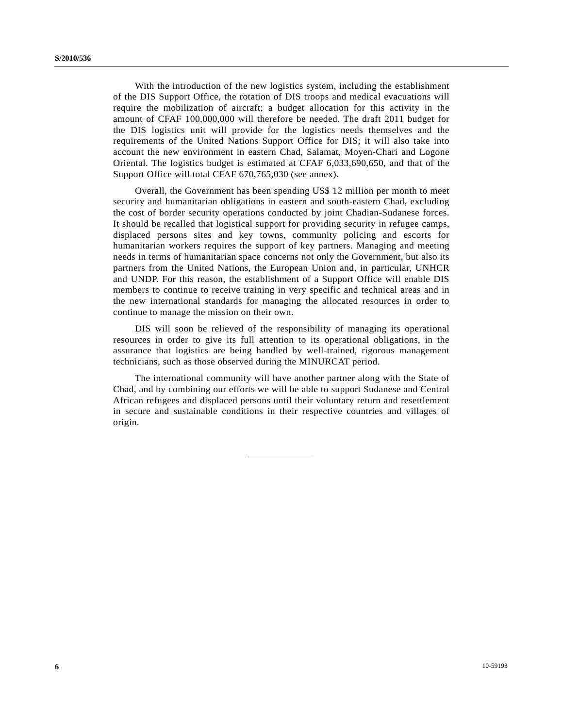With the introduction of the new logistics system, including the establishment of the DIS Support Office, the rotation of DIS troops and medical evacuations will require the mobilization of aircraft; a budget allocation for this activity in the amount of CFAF 100,000,000 will therefore be needed. The draft 2011 budget for the DIS logistics unit will provide for the logistics needs themselves and the requirements of the United Nations Support Office for DIS; it will also take into account the new environment in eastern Chad, Salamat, Moyen-Chari and Logone Oriental. The logistics budget is estimated at CFAF 6,033,690,650, and that of the Support Office will total CFAF 670,765,030 (see annex).

Overall, the Government has been spending US$ 12 million per month to meet security and humanitarian obligations in eastern and south-eastern Chad, excluding the cost of border security operations conducted by joint Chadian-Sudanese forces. It should be recalled that logistical support for providing security in refugee camps, displaced persons sites and key towns, community policing and escorts for humanitarian workers requires the support of key partners. Managing and meeting needs in terms of humanitarian space concerns not only the Government, but also its partners from the United Nations, the European Union and, in particular, UNHCR and UNDP. For this reason, the establishment of a Support Office will enable DIS members to continue to receive training in very specific and technical areas and in the new international standards for managing the allocated resources in order to continue to manage the mission on their own.

DIS will soon be relieved of the responsibility of managing its operational resources in order to give its full attention to its operational obligations, in the assurance that logistics are being handled by well-trained, rigorous management technicians, such as those observed during the MINURCAT period.

The international community will have another partner along with the State of Chad, and by combining our efforts we will be able to support Sudanese and Central African refugees and displaced persons until their voluntary return and resettlement in secure and sustainable conditions in their respective countries and villages of origin.